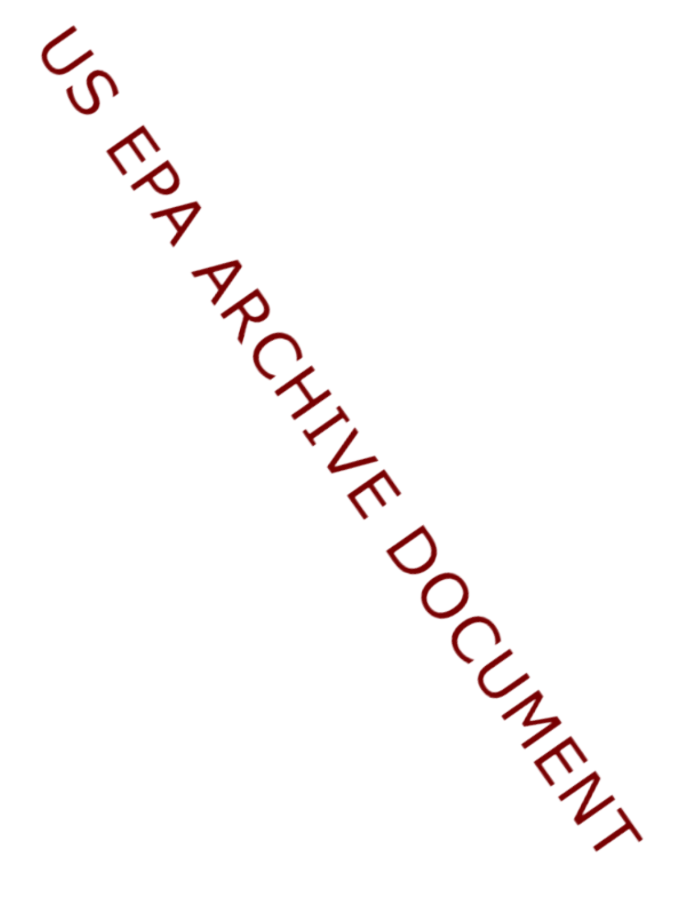US EPA ARCHIVE DOCUMENT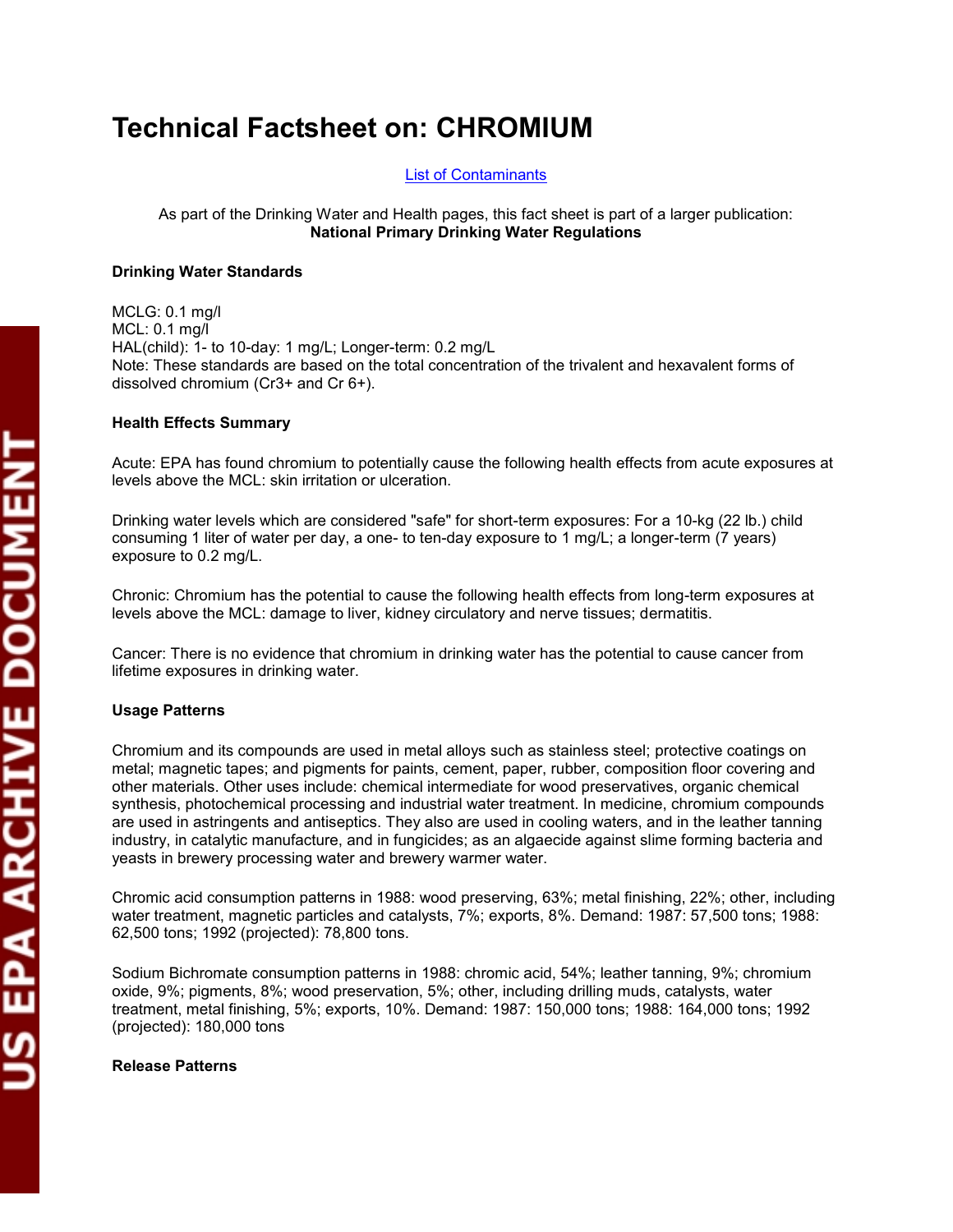# Technical Factsheet on: CHROMIUM

List of Contaminants

As part of the Drinking Water and Health pages, this fact sheet is part of a larger publication: **National Primary Drinking Water Regulations**

### Drinking Water Standards

MCLG: 0.1 mg/l
MCL: 0.1 mg/l
HAL(child): 1- to 10-day: 1 mg/L; Longer-term: 0.2 mg/L
Note: These standards are based on the total concentration of the trivalent and hexavalent forms of dissolved chromium ($Cr3+$ and $Cr\ 6+$).

### Health Effects Summary

Acute: EPA has found chromium to potentially cause the following health effects from acute exposures at levels above the MCL: skin irritation or ulceration.

Drinking water levels which are considered "safe" for short-term exposures: For a 10-kg (22 lb.) child consuming 1 liter of water per day, a one- to ten-day exposure to 1 mg/L; a longer-term (7 years) exposure to 0.2 mg/L.

Chronic: Chromium has the potential to cause the following health effects from long-term exposures at levels above the MCL: damage to liver, kidney circulatory and nerve tissues; dermatitis.

Cancer: There is no evidence that chromium in drinking water has the potential to cause cancer from lifetime exposures in drinking water.

### Usage Patterns

Chromium and its compounds are used in metal alloys such as stainless steel; protective coatings on metal; magnetic tapes; and pigments for paints, cement, paper, rubber, composition floor covering and other materials. Other uses include: chemical intermediate for wood preservatives, organic chemical synthesis, photochemical processing and industrial water treatment. In medicine, chromium compounds are used in astringents and antiseptics. They also are used in cooling waters, and in the leather tanning industry, in catalytic manufacture, and in fungicides; as an algaecide against slime forming bacteria and yeasts in brewery processing water and brewery warmer water.

Chromic acid consumption patterns in 1988: wood preserving, 63%; metal finishing, 22%; other, including water treatment, magnetic particles and catalysts, 7%; exports, 8%. Demand: 1987: 57,500 tons; 1988: 62,500 tons; 1992 (projected): 78,800 tons.

Sodium Bichromate consumption patterns in 1988: chromic acid, 54%; leather tanning, 9%; chromium oxide, 9%; pigments, 8%; wood preservation, 5%; other, including drilling muds, catalysts, water treatment, metal finishing, 5%; exports, 10%. Demand: 1987: 150,000 tons; 1988: 164,000 tons; 1992 (projected): 180,000 tons

### Release Patterns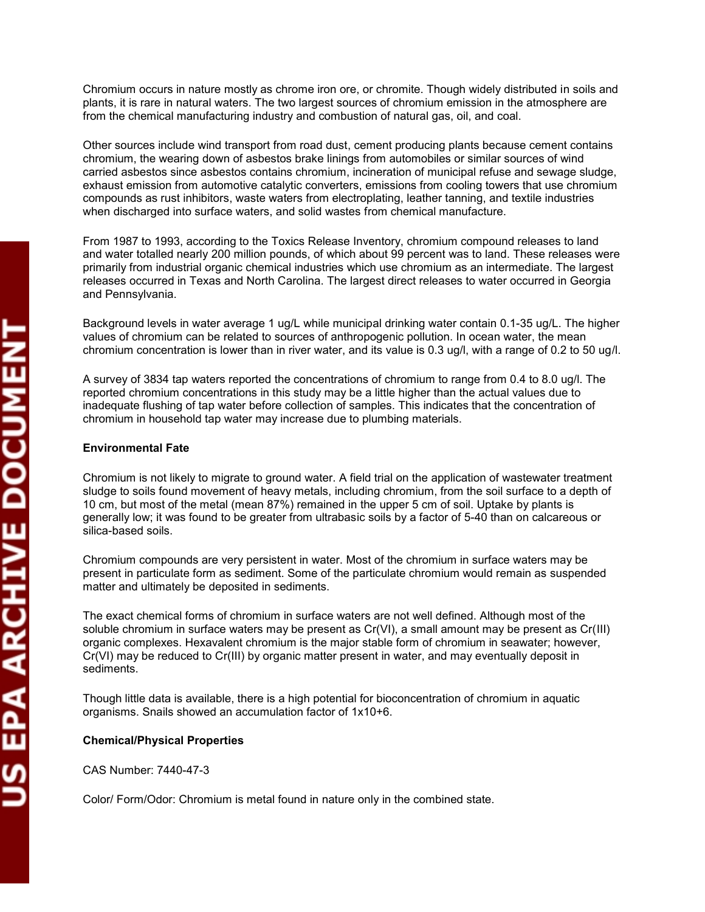Chromium occurs in nature mostly as chrome iron ore, or chromite. Though widely distributed in soils and plants, it is rare in natural waters. The two largest sources of chromium emission in the atmosphere are from the chemical manufacturing industry and combustion of natural gas, oil, and coal.

Other sources include wind transport from road dust, cement producing plants because cement contains chromium, the wearing down of asbestos brake linings from automobiles or similar sources of wind carried asbestos since asbestos contains chromium, incineration of municipal refuse and sewage sludge, exhaust emission from automotive catalytic converters, emissions from cooling towers that use chromium compounds as rust inhibitors, waste waters from electroplating, leather tanning, and textile industries when discharged into surface waters, and solid wastes from chemical manufacture.

From 1987 to 1993, according to the Toxics Release Inventory, chromium compound releases to land and water totalled nearly 200 million pounds, of which about 99 percent was to land. These releases were primarily from industrial organic chemical industries which use chromium as an intermediate. The largest releases occurred in Texas and North Carolina. The largest direct releases to water occurred in Georgia and Pennsylvania.

Background levels in water average 1 ug/L while municipal drinking water contain 0.1-35 ug/L. The higher values of chromium can be related to sources of anthropogenic pollution. In ocean water, the mean chromium concentration is lower than in river water, and its value is 0.3 ug/l, with a range of 0.2 to 50 ug/l.

A survey of 3834 tap waters reported the concentrations of chromium to range from 0.4 to 8.0 ug/l. The reported chromium concentrations in this study may be a little higher than the actual values due to inadequate flushing of tap water before collection of samples. This indicates that the concentration of chromium in household tap water may increase due to plumbing materials.

**Environmental Fate**

Chromium is not likely to migrate to ground water. A field trial on the application of wastewater treatment sludge to soils found movement of heavy metals, including chromium, from the soil surface to a depth of 10 cm, but most of the metal (mean 87%) remained in the upper 5 cm of soil. Uptake by plants is generally low; it was found to be greater from ultrabasic soils by a factor of 5-40 than on calcareous or silica-based soils.

Chromium compounds are very persistent in water. Most of the chromium in surface waters may be present in particulate form as sediment. Some of the particulate chromium would remain as suspended matter and ultimately be deposited in sediments.

The exact chemical forms of chromium in surface waters are not well defined. Although most of the soluble chromium in surface waters may be present as Cr(VI), a small amount may be present as Cr(III) organic complexes. Hexavalent chromium is the major stable form of chromium in seawater; however, Cr(VI) may be reduced to Cr(III) by organic matter present in water, and may eventually deposit in sediments.

Though little data is available, there is a high potential for bioconcentration of chromium in aquatic organisms. Snails showed an accumulation factor of 1x10+6.

**Chemical/Physical Properties**

CAS Number: 7440-47-3

Color/ Form/Odor: Chromium is metal found in nature only in the combined state.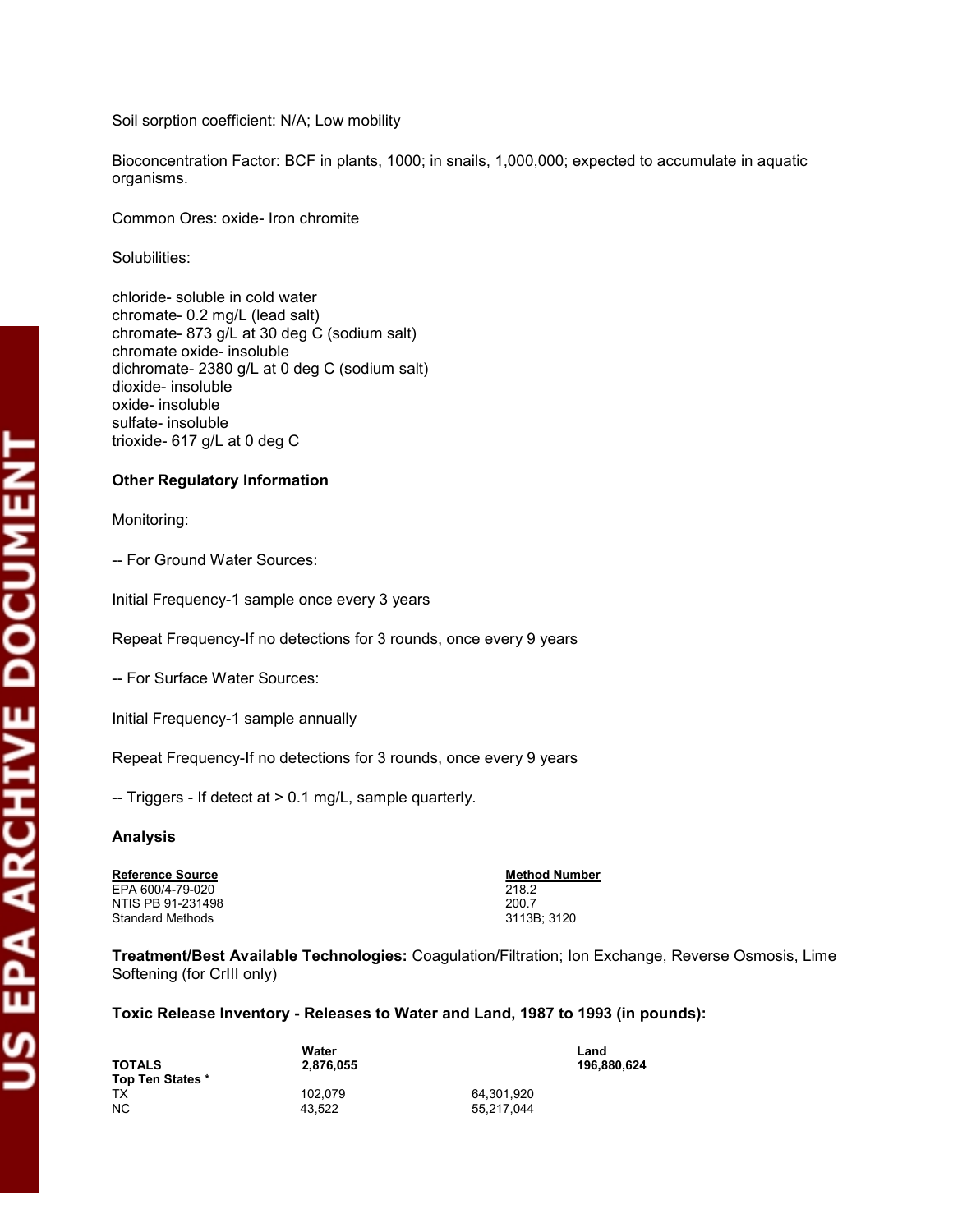Soil sorption coefficient: N/A; Low mobility

Bioconcentration Factor: BCF in plants, 1000; in snails, 1,000,000; expected to accumulate in aquatic organisms.

Common Ores: oxide- Iron chromite

Solubilities:

chloride- soluble in cold water
chromate- 0.2 mg/L (lead salt)
chromate- 873 g/L at 30 deg C (sodium salt)
chromate oxide- insoluble
dichromate- 2380 g/L at 0 deg C (sodium salt)
dioxide- insoluble
oxide- insoluble
sulfate- insoluble
trioxide- 617 g/L at 0 deg C

**Other Regulatory Information**

Monitoring:

-- For Ground Water Sources:

Initial Frequency-1 sample once every 3 years

Repeat Frequency-If no detections for 3 rounds, once every 9 years

-- For Surface Water Sources:

Initial Frequency-1 sample annually

Repeat Frequency-If no detections for 3 rounds, once every 9 years

-- Triggers - If detect at > 0.1 mg/L, sample quarterly.

**Analysis**

| Reference Source | Method Number |
|---|---|
| EPA 600/4-79-020 | 218.2 |
| NTIS PB 91-231498 | 200.7 |
| Standard Methods | 3113B; 3120 |

**Treatment/Best Available Technologies:** Coagulation/Filtration; Ion Exchange, Reverse Osmosis, Lime Softening (for CrIII only)

**Toxic Release Inventory - Releases to Water and Land, 1987 to 1993 (in pounds):**

| | Water | Land |
|---|---|---|
| **TOTALS** | **2,876,055** | **196,880,624** |
| **Top Ten States *** | | |
| TX | 102,079 | 64,301,920 |
| NC | 43,522 | 55,217,044 |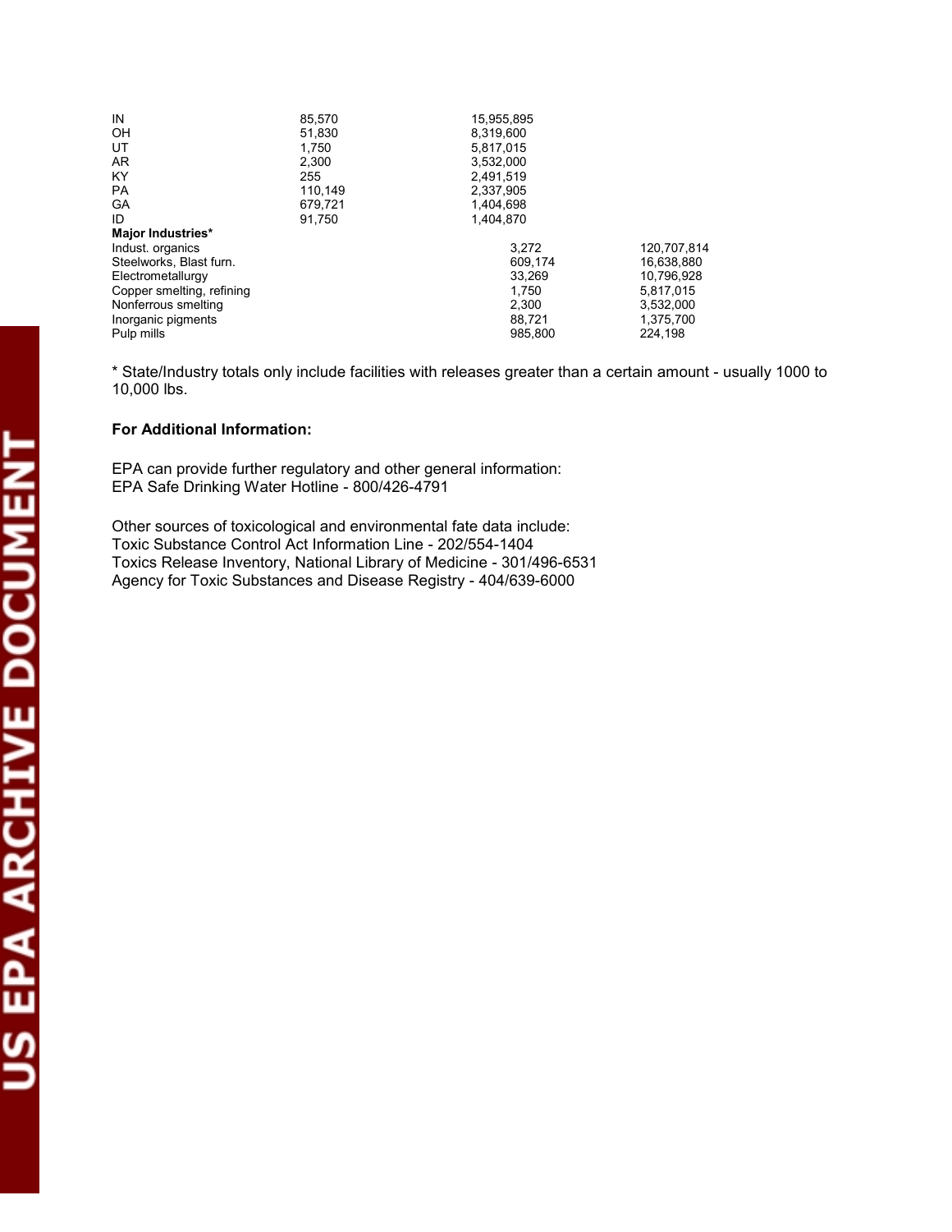| | | |
|---|---|---|
| IN | 85,570 | 15,955,895 |
| OH | 51,830 | 8,319,600 |
| UT | 1,750 | 5,817,015 |
| AR | 2,300 | 3,532,000 |
| KY | 255 | 2,491,519 |
| PA | 110,149 | 2,337,905 |
| GA | 679,721 | 1,404,698 |
| ID | 91,750 | 1,404,870 |
| **Major Industries*** | | |
| Indust. organics | 3,272 | 120,707,814 |
| Steelworks, Blast furn. | 609,174 | 16,638,880 |
| Electrometallurgy | 33,269 | 10,796,928 |
| Copper smelting, refining | 1,750 | 5,817,015 |
| Nonferrous smelting | 2,300 | 3,532,000 |
| Inorganic pigments | 88,721 | 1,375,700 |
| Pulp mills | 985,800 | 224,198 |

* State/Industry totals only include facilities with releases greater than a certain amount - usually 1000 to 10,000 lbs.

**For Additional Information:**

EPA can provide further regulatory and other general information:
EPA Safe Drinking Water Hotline - 800/426-4791

Other sources of toxicological and environmental fate data include:
Toxic Substance Control Act Information Line - 202/554-1404
Toxics Release Inventory, National Library of Medicine - 301/496-6531
Agency for Toxic Substances and Disease Registry - 404/639-6000